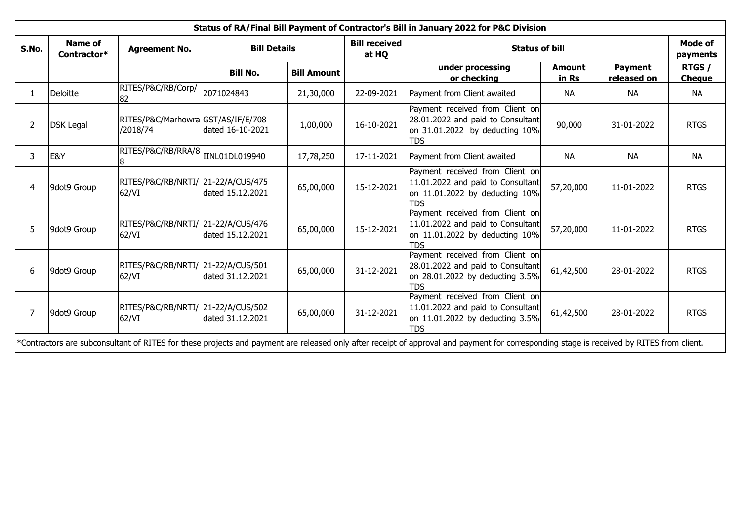| Status of RA/Final Bill Payment of Contractor's Bill in January 2022 for P&C Division | | | | | | | | | |
|---|---|---|---|---|---|---|---|---|---|
| **S.No.** | **Name of Contractor*** | **Agreement No.** | **Bill Details** | | **Bill received at HQ** | **Status of bill** | | | **Mode of payments** |
| | | | **Bill No.** | **Bill Amount** | | **under processing or checking** | **Amount in Rs** | **Payment released on** | **RTGS / Cheque** |
| 1 | Deloitte | RITES/P&C/RB/Corp/82 | 2071024843 | 21,30,000 | 22-09-2021 | Payment from Client awaited | NA | NA | NA |
| 2 | DSK Legal | RITES/P&C/Marhowra/2018/74 | GST/AS/IF/E/708 dated 16-10-2021 | 1,00,000 | 16-10-2021 | Payment received from Client on 28.01.2022 and paid to Consultant on 31.01.2022 by deducting 10% TDS | 90,000 | 31-01-2022 | RTGS |
| 3 | E&Y | RITES/P&C/RB/RRA/88 | IINL01DL019940 | 17,78,250 | 17-11-2021 | Payment from Client awaited | NA | NA | NA |
| 4 | 9dot9 Group | RITES/P&C/RB/NRTI/62/VI | 21-22/A/CUS/475 dated 15.12.2021 | 65,00,000 | 15-12-2021 | Payment received from Client on 11.01.2022 and paid to Consultant on 11.01.2022 by deducting 10% TDS | 57,20,000 | 11-01-2022 | RTGS |
| 5 | 9dot9 Group | RITES/P&C/RB/NRTI/62/VI | 21-22/A/CUS/476 dated 15.12.2021 | 65,00,000 | 15-12-2021 | Payment received from Client on 11.01.2022 and paid to Consultant on 11.01.2022 by deducting 10% TDS | 57,20,000 | 11-01-2022 | RTGS |
| 6 | 9dot9 Group | RITES/P&C/RB/NRTI/62/VI | 21-22/A/CUS/501 dated 31.12.2021 | 65,00,000 | 31-12-2021 | Payment received from Client on 28.01.2022 and paid to Consultant on 28.01.2022 by deducting 3.5% TDS | 61,42,500 | 28-01-2022 | RTGS |
| 7 | 9dot9 Group | RITES/P&C/RB/NRTI/62/VI | 21-22/A/CUS/502 dated 31.12.2021 | 65,00,000 | 31-12-2021 | Payment received from Client on 11.01.2022 and paid to Consultant on 11.01.2022 by deducting 3.5% TDS | 61,42,500 | 28-01-2022 | RTGS |

*Contractors are subconsultant of RITES for these projects and payment are released only after receipt of approval and payment for corresponding stage is received by RITES from client.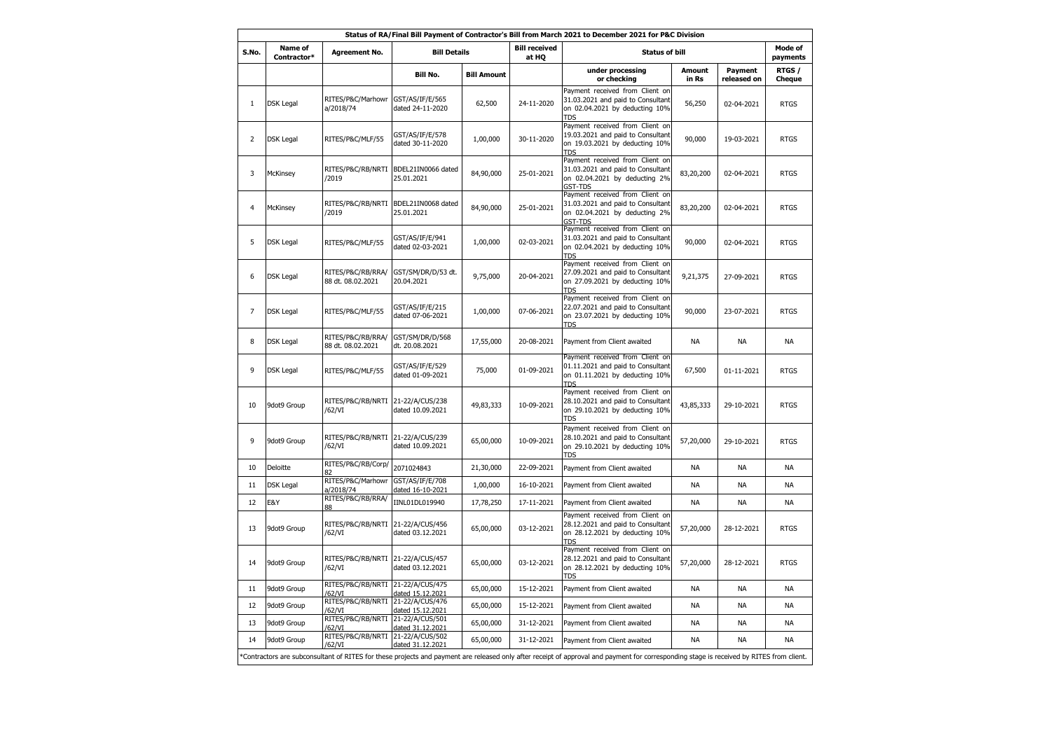| Status of RA/Final Bill Payment of Contractor's Bill from March 2021 to December 2021 for P&C Division | | | | | | | | | |
|---|---|---|---|---|---|---|---|---|---|
| S.No. | Name of Contractor* | Agreement No. | Bill Details | | Bill received at HQ | Status of bill | | | Mode of payments |
| | | | Bill No. | Bill Amount | | under processing or checking | Amount in Rs | Payment released on | RTGS / Cheque |
| 1 | DSK Legal | RITES/P&C/Marhowra/2018/74 | GST/AS/IF/E/565 dated 24-11-2020 | 62,500 | 24-11-2020 | Payment received from Client on 31.03.2021 and paid to Consultant on 02.04.2021 by deducting 10% TDS | 56,250 | 02-04-2021 | RTGS |
| 2 | DSK Legal | RITES/P&C/MLF/55 | GST/AS/IF/E/578 dated 30-11-2020 | 1,00,000 | 30-11-2020 | Payment received from Client on 19.03.2021 and paid to Consultant on 19.03.2021 by deducting 10% TDS | 90,000 | 19-03-2021 | RTGS |
| 3 | McKinsey | RITES/P&C/RB/NRTI/2019 | BDEL21IN0066 dated 25.01.2021 | 84,90,000 | 25-01-2021 | Payment received from Client on 31.03.2021 and paid to Consultant on 02.04.2021 by deducting 2% GST-TDS | 83,20,200 | 02-04-2021 | RTGS |
| 4 | McKinsey | RITES/P&C/RB/NRTI/2019 | BDEL21IN0068 dated 25.01.2021 | 84,90,000 | 25-01-2021 | Payment received from Client on 31.03.2021 and paid to Consultant on 02.04.2021 by deducting 2% GST-TDS | 83,20,200 | 02-04-2021 | RTGS |
| 5 | DSK Legal | RITES/P&C/MLF/55 | GST/AS/IF/E/941 dated 02-03-2021 | 1,00,000 | 02-03-2021 | Payment received from Client on 31.03.2021 and paid to Consultant on 02.04.2021 by deducting 10% TDS | 90,000 | 02-04-2021 | RTGS |
| 6 | DSK Legal | RITES/P&C/RB/RRA/88 dt. 08.02.2021 | GST/SM/DR/D/53 dt. 20.04.2021 | 9,75,000 | 20-04-2021 | Payment received from Client on 27.09.2021 and paid to Consultant on 27.09.2021 by deducting 10% TDS | 9,21,375 | 27-09-2021 | RTGS |
| 7 | DSK Legal | RITES/P&C/MLF/55 | GST/AS/IF/E/215 dated 07-06-2021 | 1,00,000 | 07-06-2021 | Payment received from Client on 22.07.2021 and paid to Consultant on 23.07.2021 by deducting 10% TDS | 90,000 | 23-07-2021 | RTGS |
| 8 | DSK Legal | RITES/P&C/RB/RRA/88 dt. 08.02.2021 | GST/SM/DR/D/568 dt. 20.08.2021 | 17,55,000 | 20-08-2021 | Payment from Client awaited | NA | NA | NA |
| 9 | DSK Legal | RITES/P&C/MLF/55 | GST/AS/IF/E/529 dated 01-09-2021 | 75,000 | 01-09-2021 | Payment received from Client on 01.11.2021 and paid to Consultant on 01.11.2021 by deducting 10% TDS | 67,500 | 01-11-2021 | RTGS |
| 10 | 9dot9 Group | RITES/P&C/RB/NRTI/62/VI | 21-22/A/CUS/238 dated 10.09.2021 | 49,83,333 | 10-09-2021 | Payment received from Client on 28.10.2021 and paid to Consultant on 29.10.2021 by deducting 10% TDS | 43,85,333 | 29-10-2021 | RTGS |
| 9 | 9dot9 Group | RITES/P&C/RB/NRTI/62/VI | 21-22/A/CUS/239 dated 10.09.2021 | 65,00,000 | 10-09-2021 | Payment received from Client on 28.10.2021 and paid to Consultant on 29.10.2021 by deducting 10% TDS | 57,20,000 | 29-10-2021 | RTGS |
| 10 | Deloitte | RITES/P&C/RB/Corp/82 | 2071024843 | 21,30,000 | 22-09-2021 | Payment from Client awaited | NA | NA | NA |
| 11 | DSK Legal | RITES/P&C/Marhowra/2018/74 | GST/AS/IF/E/708 dated 16-10-2021 | 1,00,000 | 16-10-2021 | Payment from Client awaited | NA | NA | NA |
| 12 | E&Y | RITES/P&C/RB/RRA/88 | IINL01DL019940 | 17,78,250 | 17-11-2021 | Payment from Client awaited | NA | NA | NA |
| 13 | 9dot9 Group | RITES/P&C/RB/NRTI/62/VI | 21-22/A/CUS/456 dated 03.12.2021 | 65,00,000 | 03-12-2021 | Payment received from Client on 28.12.2021 and paid to Consultant on 28.12.2021 by deducting 10% TDS | 57,20,000 | 28-12-2021 | RTGS |
| 14 | 9dot9 Group | RITES/P&C/RB/NRTI/62/VI | 21-22/A/CUS/457 dated 03.12.2021 | 65,00,000 | 03-12-2021 | Payment received from Client on 28.12.2021 and paid to Consultant on 28.12.2021 by deducting 10% TDS | 57,20,000 | 28-12-2021 | RTGS |
| 11 | 9dot9 Group | RITES/P&C/RB/NRTI/62/VI | 21-22/A/CUS/475 dated 15.12.2021 | 65,00,000 | 15-12-2021 | Payment from Client awaited | NA | NA | NA |
| 12 | 9dot9 Group | RITES/P&C/RB/NRTI/62/VI | 21-22/A/CUS/476 dated 15.12.2021 | 65,00,000 | 15-12-2021 | Payment from Client awaited | NA | NA | NA |
| 13 | 9dot9 Group | RITES/P&C/RB/NRTI/62/VI | 21-22/A/CUS/501 dated 31.12.2021 | 65,00,000 | 31-12-2021 | Payment from Client awaited | NA | NA | NA |
| 14 | 9dot9 Group | RITES/P&C/RB/NRTI/62/VI | 21-22/A/CUS/502 dated 31.12.2021 | 65,00,000 | 31-12-2021 | Payment from Client awaited | NA | NA | NA |

*Contractors are subconsultant of RITES for these projects and payment are released only after receipt of approval and payment for corresponding stage is received by RITES from client.